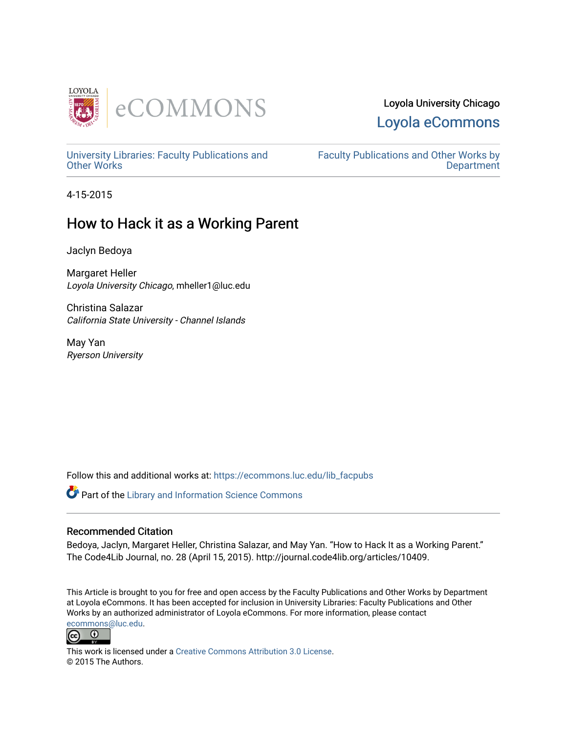Loyola University Chicago
Loyola eCommons

University Libraries: Faculty Publications and Other Works

Faculty Publications and Other Works by Department

4-15-2015

# How to Hack it as a Working Parent

Jaclyn Bedoya

Margaret Heller
*Loyola University Chicago*, mheller1@luc.edu

Christina Salazar
*California State University - Channel Islands*

May Yan
*Ryerson University*

Follow this and additional works at: https://ecommons.luc.edu/lib_facpubs

Part of the Library and Information Science Commons

## Recommended Citation

Bedoya, Jaclyn, Margaret Heller, Christina Salazar, and May Yan. "How to Hack It as a Working Parent." The Code4Lib Journal, no. 28 (April 15, 2015). http://journal.code4lib.org/articles/10409.

This Article is brought to you for free and open access by the Faculty Publications and Other Works by Department at Loyola eCommons. It has been accepted for inclusion in University Libraries: Faculty Publications and Other Works by an authorized administrator of Loyola eCommons. For more information, please contact ecommons@luc.edu.

This work is licensed under a Creative Commons Attribution 3.0 License.
© 2015 The Authors.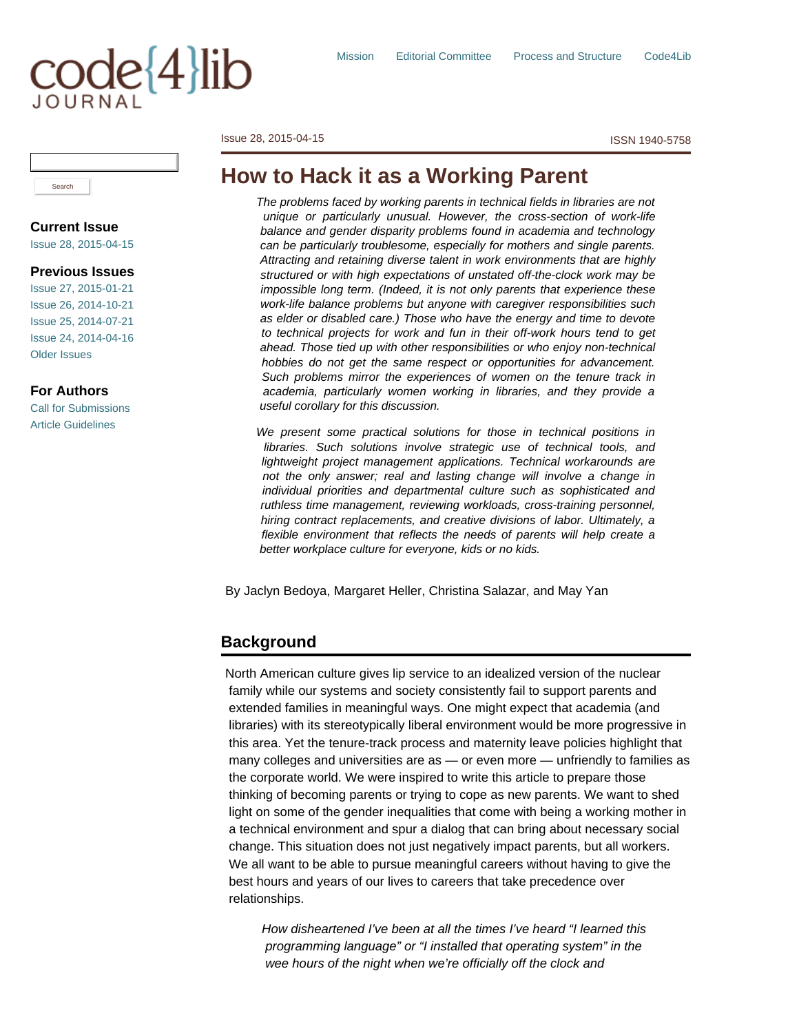# How to Hack it as a Working Parent

*The problems faced by working parents in technical fields in libraries are not unique or particularly unusual. However, the cross-section of work-life balance and gender disparity problems found in academia and technology can be particularly troublesome, especially for mothers and single parents. Attracting and retaining diverse talent in work environments that are highly structured or with high expectations of unstated off-the-clock work may be impossible long term. (Indeed, it is not only parents that experience these work-life balance problems but anyone with caregiver responsibilities such as elder or disabled care.) Those who have the energy and time to devote to technical projects for work and fun in their off-work hours tend to get ahead. Those tied up with other responsibilities or who enjoy non-technical hobbies do not get the same respect or opportunities for advancement. Such problems mirror the experiences of women on the tenure track in academia, particularly women working in libraries, and they provide a useful corollary for this discussion.*

*We present some practical solutions for those in technical positions in libraries. Such solutions involve strategic use of technical tools, and lightweight project management applications. Technical workarounds are not the only answer; real and lasting change will involve a change in individual priorities and departmental culture such as sophisticated and ruthless time management, reviewing workloads, cross-training personnel, hiring contract replacements, and creative divisions of labor. Ultimately, a flexible environment that reflects the needs of parents will help create a better workplace culture for everyone, kids or no kids.*

By Jaclyn Bedoya, Margaret Heller, Christina Salazar, and May Yan

## Background

North American culture gives lip service to an idealized version of the nuclear family while our systems and society consistently fail to support parents and extended families in meaningful ways. One might expect that academia (and libraries) with its stereotypically liberal environment would be more progressive in this area. Yet the tenure-track process and maternity leave policies highlight that many colleges and universities are as — or even more — unfriendly to families as the corporate world. We were inspired to write this article to prepare those thinking of becoming parents or trying to cope as new parents. We want to shed light on some of the gender inequalities that come with being a working mother in a technical environment and spur a dialog that can bring about necessary social change. This situation does not just negatively impact parents, but all workers. We all want to be able to pursue meaningful careers without having to give the best hours and years of our lives to careers that take precedence over relationships.

> *How disheartened I've been at all the times I've heard "I learned this programming language" or "I installed that operating system" in the wee hours of the night when we're officially off the clock and*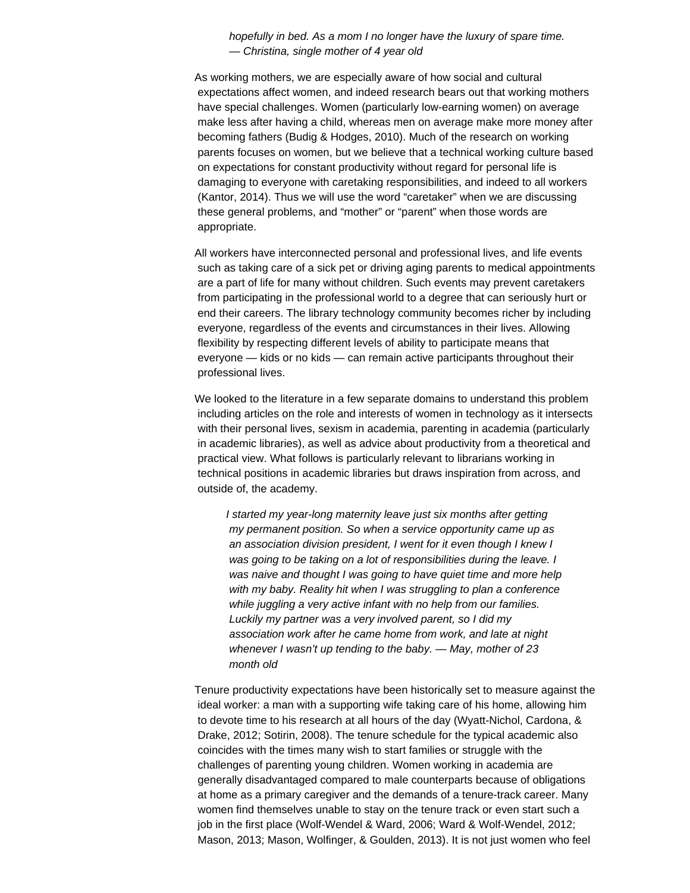*hopefully in bed. As a mom I no longer have the luxury of spare time. — Christina, single mother of 4 year old*

As working mothers, we are especially aware of how social and cultural expectations affect women, and indeed research bears out that working mothers have special challenges. Women (particularly low-earning women) on average make less after having a child, whereas men on average make more money after becoming fathers (Budig & Hodges, 2010). Much of the research on working parents focuses on women, but we believe that a technical working culture based on expectations for constant productivity without regard for personal life is damaging to everyone with caretaking responsibilities, and indeed to all workers (Kantor, 2014). Thus we will use the word "caretaker" when we are discussing these general problems, and "mother" or "parent" when those words are appropriate.

All workers have interconnected personal and professional lives, and life events such as taking care of a sick pet or driving aging parents to medical appointments are a part of life for many without children. Such events may prevent caretakers from participating in the professional world to a degree that can seriously hurt or end their careers. The library technology community becomes richer by including everyone, regardless of the events and circumstances in their lives. Allowing flexibility by respecting different levels of ability to participate means that everyone — kids or no kids — can remain active participants throughout their professional lives.

We looked to the literature in a few separate domains to understand this problem including articles on the role and interests of women in technology as it intersects with their personal lives, sexism in academia, parenting in academia (particularly in academic libraries), as well as advice about productivity from a theoretical and practical view. What follows is particularly relevant to librarians working in technical positions in academic libraries but draws inspiration from across, and outside of, the academy.

> *I started my year-long maternity leave just six months after getting my permanent position. So when a service opportunity came up as an association division president, I went for it even though I knew I was going to be taking on a lot of responsibilities during the leave. I was naive and thought I was going to have quiet time and more help with my baby. Reality hit when I was struggling to plan a conference while juggling a very active infant with no help from our families. Luckily my partner was a very involved parent, so I did my association work after he came home from work, and late at night whenever I wasn't up tending to the baby. — May, mother of 23 month old*

Tenure productivity expectations have been historically set to measure against the ideal worker: a man with a supporting wife taking care of his home, allowing him to devote time to his research at all hours of the day (Wyatt-Nichol, Cardona, & Drake, 2012; Sotirin, 2008). The tenure schedule for the typical academic also coincides with the times many wish to start families or struggle with the challenges of parenting young children. Women working in academia are generally disadvantaged compared to male counterparts because of obligations at home as a primary caregiver and the demands of a tenure-track career. Many women find themselves unable to stay on the tenure track or even start such a job in the first place (Wolf-Wendel & Ward, 2006; Ward & Wolf-Wendel, 2012; Mason, 2013; Mason, Wolfinger, & Goulden, 2013). It is not just women who feel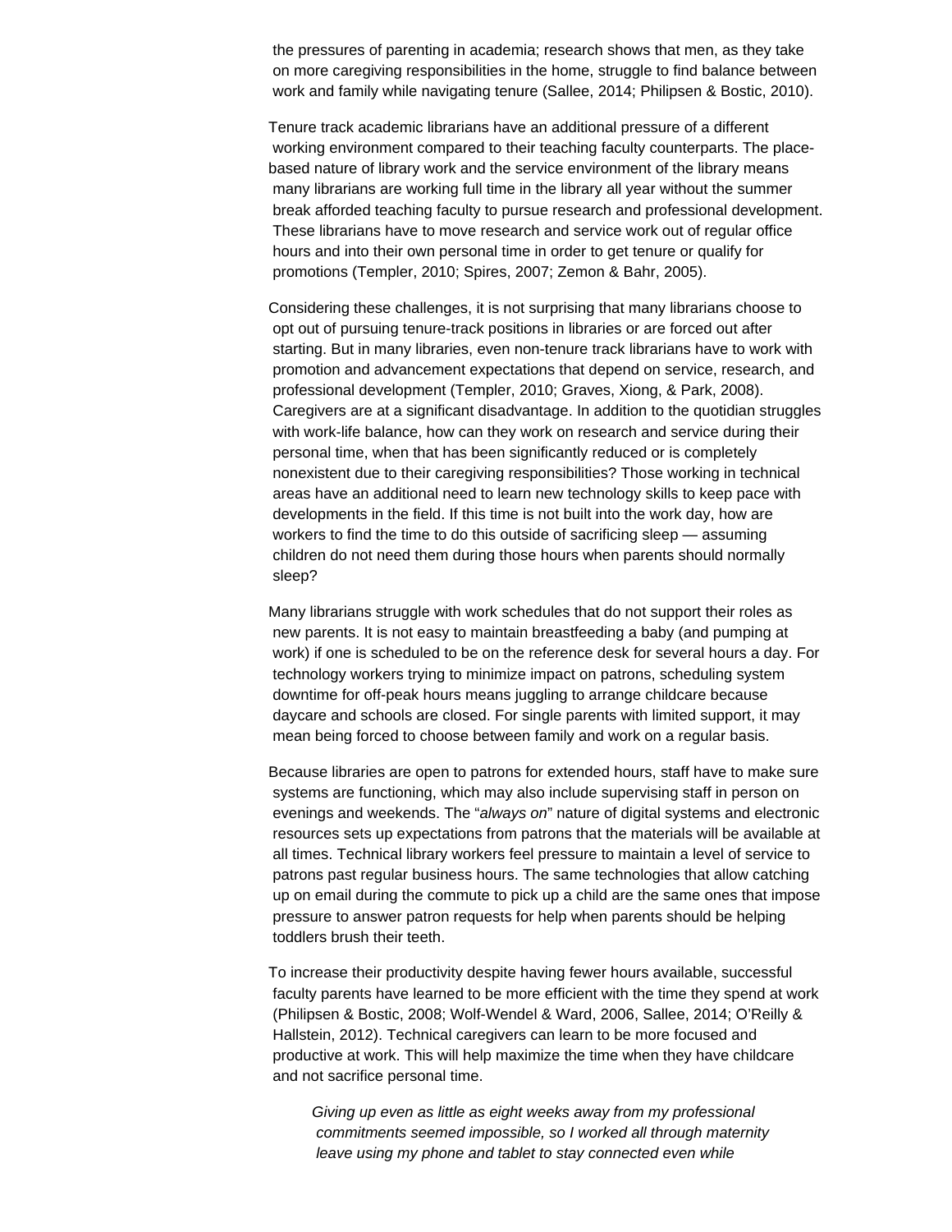the pressures of parenting in academia; research shows that men, as they take on more caregiving responsibilities in the home, struggle to find balance between work and family while navigating tenure (Sallee, 2014; Philipsen & Bostic, 2010).

Tenure track academic librarians have an additional pressure of a different working environment compared to their teaching faculty counterparts. The place-based nature of library work and the service environment of the library means many librarians are working full time in the library all year without the summer break afforded teaching faculty to pursue research and professional development. These librarians have to move research and service work out of regular office hours and into their own personal time in order to get tenure or qualify for promotions (Templer, 2010; Spires, 2007; Zemon & Bahr, 2005).

Considering these challenges, it is not surprising that many librarians choose to opt out of pursuing tenure-track positions in libraries or are forced out after starting. But in many libraries, even non-tenure track librarians have to work with promotion and advancement expectations that depend on service, research, and professional development (Templer, 2010; Graves, Xiong, & Park, 2008). Caregivers are at a significant disadvantage. In addition to the quotidian struggles with work-life balance, how can they work on research and service during their personal time, when that has been significantly reduced or is completely nonexistent due to their caregiving responsibilities? Those working in technical areas have an additional need to learn new technology skills to keep pace with developments in the field. If this time is not built into the work day, how are workers to find the time to do this outside of sacrificing sleep — assuming children do not need them during those hours when parents should normally sleep?

Many librarians struggle with work schedules that do not support their roles as new parents. It is not easy to maintain breastfeeding a baby (and pumping at work) if one is scheduled to be on the reference desk for several hours a day. For technology workers trying to minimize impact on patrons, scheduling system downtime for off-peak hours means juggling to arrange childcare because daycare and schools are closed. For single parents with limited support, it may mean being forced to choose between family and work on a regular basis.

Because libraries are open to patrons for extended hours, staff have to make sure systems are functioning, which may also include supervising staff in person on evenings and weekends. The "*always on*" nature of digital systems and electronic resources sets up expectations from patrons that the materials will be available at all times. Technical library workers feel pressure to maintain a level of service to patrons past regular business hours. The same technologies that allow catching up on email during the commute to pick up a child are the same ones that impose pressure to answer patron requests for help when parents should be helping toddlers brush their teeth.

To increase their productivity despite having fewer hours available, successful faculty parents have learned to be more efficient with the time they spend at work (Philipsen & Bostic, 2008; Wolf-Wendel & Ward, 2006, Sallee, 2014; O'Reilly & Hallstein, 2012). Technical caregivers can learn to be more focused and productive at work. This will help maximize the time when they have childcare and not sacrifice personal time.

> *Giving up even as little as eight weeks away from my professional commitments seemed impossible, so I worked all through maternity leave using my phone and tablet to stay connected even while*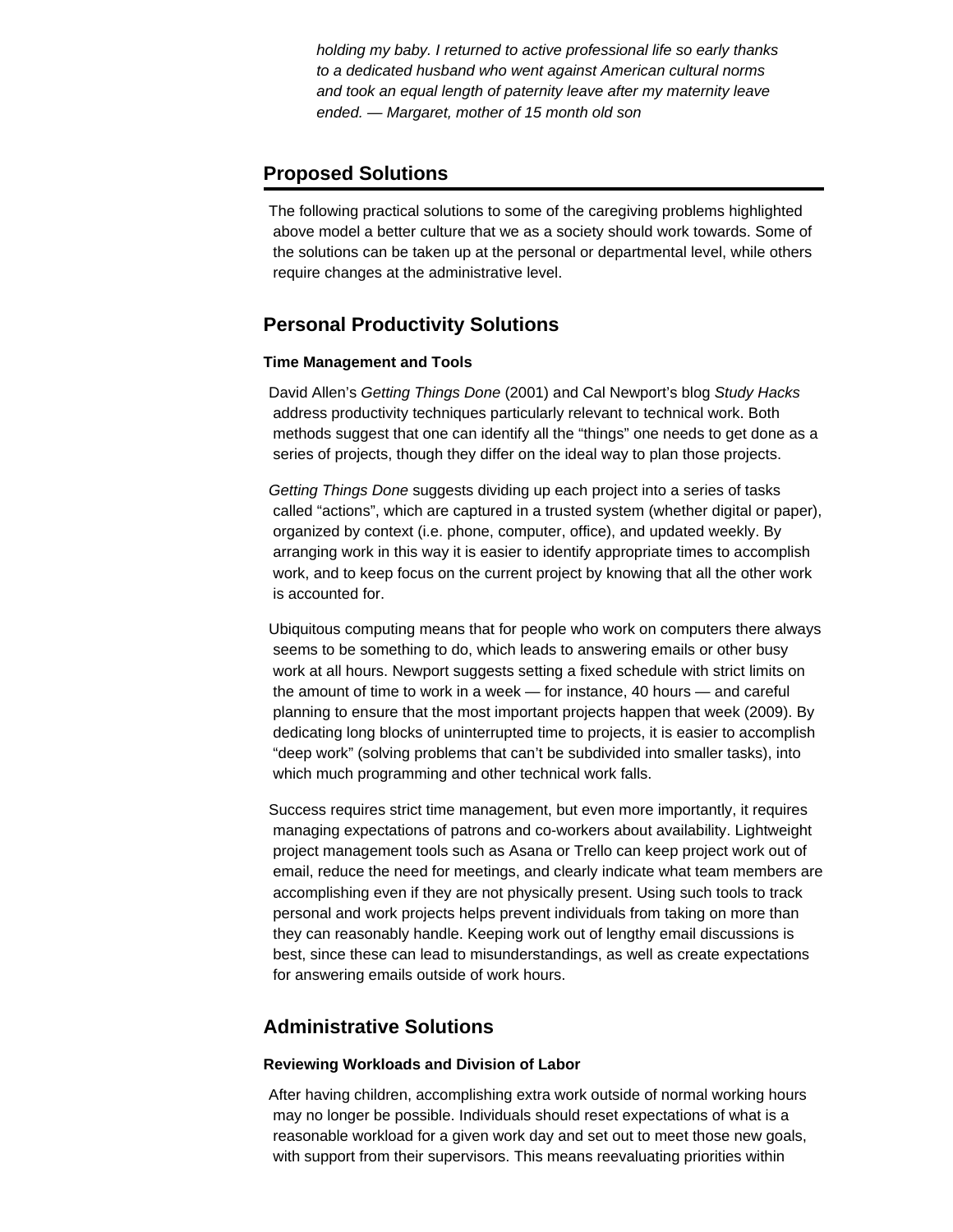*holding my baby. I returned to active professional life so early thanks to a dedicated husband who went against American cultural norms and took an equal length of paternity leave after my maternity leave ended. — Margaret, mother of 15 month old son*

## Proposed Solutions

The following practical solutions to some of the caregiving problems highlighted above model a better culture that we as a society should work towards. Some of the solutions can be taken up at the personal or departmental level, while others require changes at the administrative level.

## Personal Productivity Solutions

#### Time Management and Tools

David Allen's *Getting Things Done* (2001) and Cal Newport's blog *Study Hacks* address productivity techniques particularly relevant to technical work. Both methods suggest that one can identify all the "things" one needs to get done as a series of projects, though they differ on the ideal way to plan those projects.

*Getting Things Done* suggests dividing up each project into a series of tasks called "actions", which are captured in a trusted system (whether digital or paper), organized by context (i.e. phone, computer, office), and updated weekly. By arranging work in this way it is easier to identify appropriate times to accomplish work, and to keep focus on the current project by knowing that all the other work is accounted for.

Ubiquitous computing means that for people who work on computers there always seems to be something to do, which leads to answering emails or other busy work at all hours. Newport suggests setting a fixed schedule with strict limits on the amount of time to work in a week — for instance, 40 hours — and careful planning to ensure that the most important projects happen that week (2009). By dedicating long blocks of uninterrupted time to projects, it is easier to accomplish "deep work" (solving problems that can't be subdivided into smaller tasks), into which much programming and other technical work falls.

Success requires strict time management, but even more importantly, it requires managing expectations of patrons and co-workers about availability. Lightweight project management tools such as Asana or Trello can keep project work out of email, reduce the need for meetings, and clearly indicate what team members are accomplishing even if they are not physically present. Using such tools to track personal and work projects helps prevent individuals from taking on more than they can reasonably handle. Keeping work out of lengthy email discussions is best, since these can lead to misunderstandings, as well as create expectations for answering emails outside of work hours.

## Administrative Solutions

#### Reviewing Workloads and Division of Labor

After having children, accomplishing extra work outside of normal working hours may no longer be possible. Individuals should reset expectations of what is a reasonable workload for a given work day and set out to meet those new goals, with support from their supervisors. This means reevaluating priorities within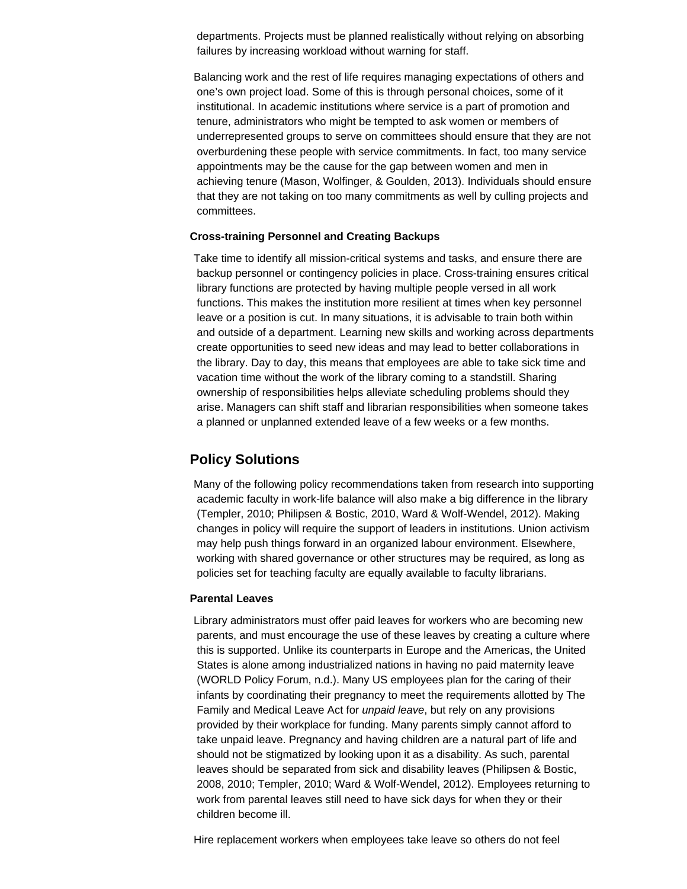departments. Projects must be planned realistically without relying on absorbing failures by increasing workload without warning for staff.

Balancing work and the rest of life requires managing expectations of others and one's own project load. Some of this is through personal choices, some of it institutional. In academic institutions where service is a part of promotion and tenure, administrators who might be tempted to ask women or members of underrepresented groups to serve on committees should ensure that they are not overburdening these people with service commitments. In fact, too many service appointments may be the cause for the gap between women and men in achieving tenure (Mason, Wolfinger, & Goulden, 2013). Individuals should ensure that they are not taking on too many commitments as well by culling projects and committees.

### Cross-training Personnel and Creating Backups

Take time to identify all mission-critical systems and tasks, and ensure there are backup personnel or contingency policies in place. Cross-training ensures critical library functions are protected by having multiple people versed in all work functions. This makes the institution more resilient at times when key personnel leave or a position is cut. In many situations, it is advisable to train both within and outside of a department. Learning new skills and working across departments create opportunities to seed new ideas and may lead to better collaborations in the library. Day to day, this means that employees are able to take sick time and vacation time without the work of the library coming to a standstill. Sharing ownership of responsibilities helps alleviate scheduling problems should they arise. Managers can shift staff and librarian responsibilities when someone takes a planned or unplanned extended leave of a few weeks or a few months.

## Policy Solutions

Many of the following policy recommendations taken from research into supporting academic faculty in work-life balance will also make a big difference in the library (Templer, 2010; Philipsen & Bostic, 2010, Ward & Wolf-Wendel, 2012). Making changes in policy will require the support of leaders in institutions. Union activism may help push things forward in an organized labour environment. Elsewhere, working with shared governance or other structures may be required, as long as policies set for teaching faculty are equally available to faculty librarians.

### Parental Leaves

Library administrators must offer paid leaves for workers who are becoming new parents, and must encourage the use of these leaves by creating a culture where this is supported. Unlike its counterparts in Europe and the Americas, the United States is alone among industrialized nations in having no paid maternity leave (WORLD Policy Forum, n.d.). Many US employees plan for the caring of their infants by coordinating their pregnancy to meet the requirements allotted by The Family and Medical Leave Act for *unpaid leave*, but rely on any provisions provided by their workplace for funding. Many parents simply cannot afford to take unpaid leave. Pregnancy and having children are a natural part of life and should not be stigmatized by looking upon it as a disability. As such, parental leaves should be separated from sick and disability leaves (Philipsen & Bostic, 2008, 2010; Templer, 2010; Ward & Wolf-Wendel, 2012). Employees returning to work from parental leaves still need to have sick days for when they or their children become ill.

Hire replacement workers when employees take leave so others do not feel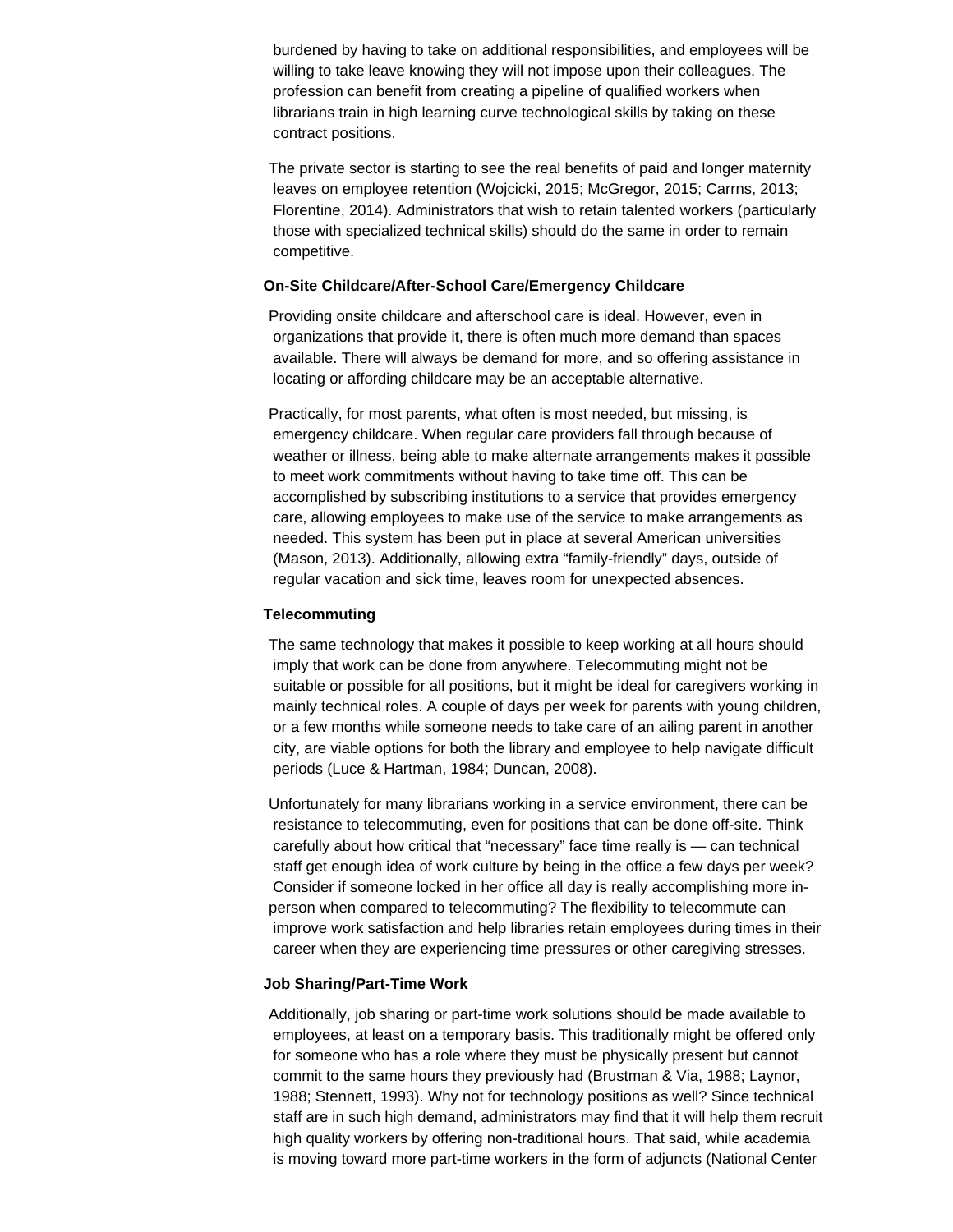burdened by having to take on additional responsibilities, and employees will be willing to take leave knowing they will not impose upon their colleagues. The profession can benefit from creating a pipeline of qualified workers when librarians train in high learning curve technological skills by taking on these contract positions.

The private sector is starting to see the real benefits of paid and longer maternity leaves on employee retention (Wojcicki, 2015; McGregor, 2015; Carrns, 2013; Florentine, 2014). Administrators that wish to retain talented workers (particularly those with specialized technical skills) should do the same in order to remain competitive.

### On-Site Childcare/After-School Care/Emergency Childcare

Providing onsite childcare and afterschool care is ideal. However, even in organizations that provide it, there is often much more demand than spaces available. There will always be demand for more, and so offering assistance in locating or affording childcare may be an acceptable alternative.

Practically, for most parents, what often is most needed, but missing, is emergency childcare. When regular care providers fall through because of weather or illness, being able to make alternate arrangements makes it possible to meet work commitments without having to take time off. This can be accomplished by subscribing institutions to a service that provides emergency care, allowing employees to make use of the service to make arrangements as needed. This system has been put in place at several American universities (Mason, 2013). Additionally, allowing extra "family-friendly" days, outside of regular vacation and sick time, leaves room for unexpected absences.

### Telecommuting

The same technology that makes it possible to keep working at all hours should imply that work can be done from anywhere. Telecommuting might not be suitable or possible for all positions, but it might be ideal for caregivers working in mainly technical roles. A couple of days per week for parents with young children, or a few months while someone needs to take care of an ailing parent in another city, are viable options for both the library and employee to help navigate difficult periods (Luce & Hartman, 1984; Duncan, 2008).

Unfortunately for many librarians working in a service environment, there can be resistance to telecommuting, even for positions that can be done off-site. Think carefully about how critical that "necessary" face time really is — can technical staff get enough idea of work culture by being in the office a few days per week? Consider if someone locked in her office all day is really accomplishing more in-person when compared to telecommuting? The flexibility to telecommute can improve work satisfaction and help libraries retain employees during times in their career when they are experiencing time pressures or other caregiving stresses.

### Job Sharing/Part-Time Work

Additionally, job sharing or part-time work solutions should be made available to employees, at least on a temporary basis. This traditionally might be offered only for someone who has a role where they must be physically present but cannot commit to the same hours they previously had (Brustman & Via, 1988; Laynor, 1988; Stennett, 1993). Why not for technology positions as well? Since technical staff are in such high demand, administrators may find that it will help them recruit high quality workers by offering non-traditional hours. That said, while academia is moving toward more part-time workers in the form of adjuncts (National Center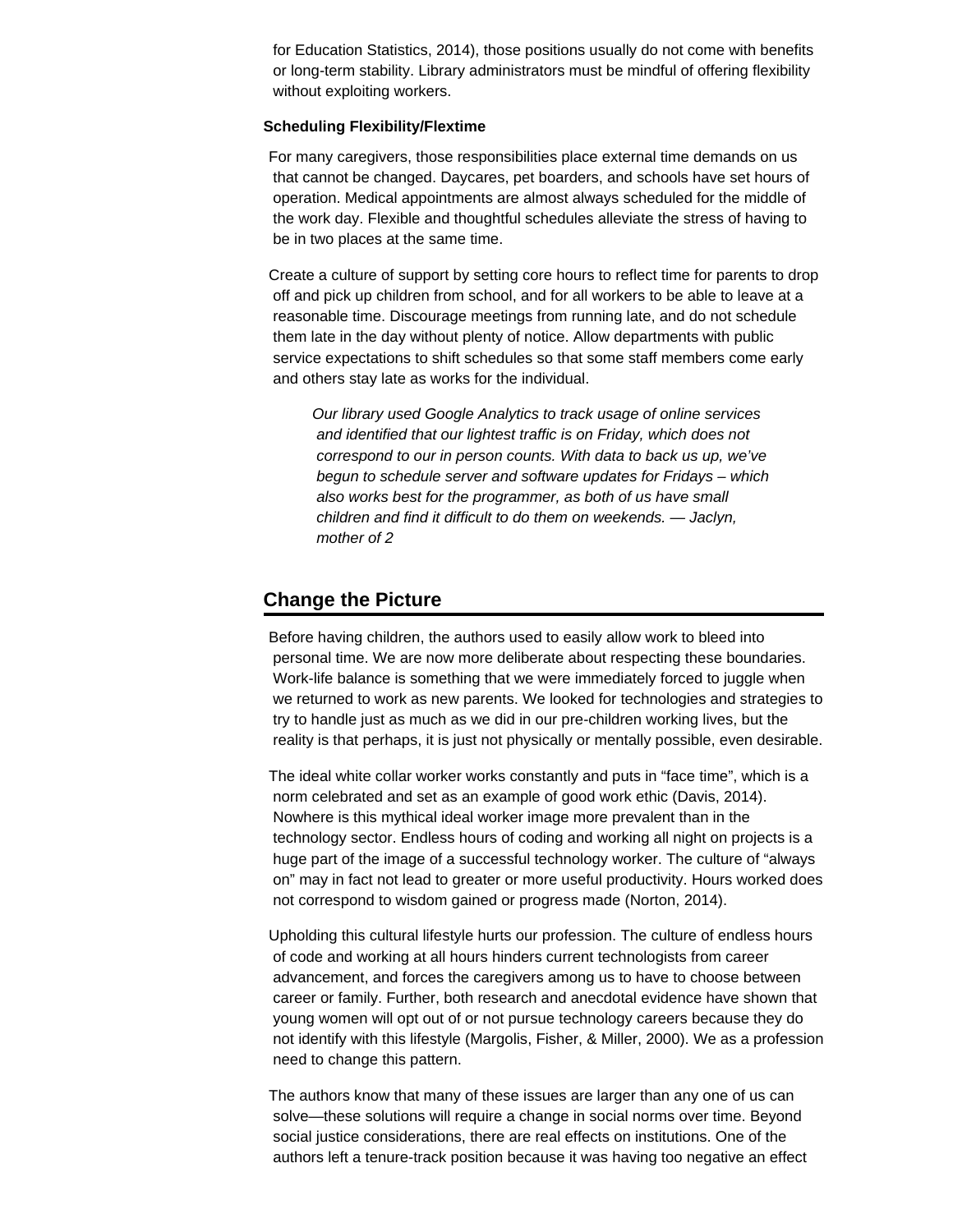for Education Statistics, 2014), those positions usually do not come with benefits or long-term stability. Library administrators must be mindful of offering flexibility without exploiting workers.

### Scheduling Flexibility/Flextime

For many caregivers, those responsibilities place external time demands on us that cannot be changed. Daycares, pet boarders, and schools have set hours of operation. Medical appointments are almost always scheduled for the middle of the work day. Flexible and thoughtful schedules alleviate the stress of having to be in two places at the same time.

Create a culture of support by setting core hours to reflect time for parents to drop off and pick up children from school, and for all workers to be able to leave at a reasonable time. Discourage meetings from running late, and do not schedule them late in the day without plenty of notice. Allow departments with public service expectations to shift schedules so that some staff members come early and others stay late as works for the individual.

> *Our library used Google Analytics to track usage of online services and identified that our lightest traffic is on Friday, which does not correspond to our in person counts. With data to back us up, we've begun to schedule server and software updates for Fridays – which also works best for the programmer, as both of us have small children and find it difficult to do them on weekends. — Jaclyn, mother of 2*

## Change the Picture

Before having children, the authors used to easily allow work to bleed into personal time. We are now more deliberate about respecting these boundaries. Work-life balance is something that we were immediately forced to juggle when we returned to work as new parents. We looked for technologies and strategies to try to handle just as much as we did in our pre-children working lives, but the reality is that perhaps, it is just not physically or mentally possible, even desirable.

The ideal white collar worker works constantly and puts in "face time", which is a norm celebrated and set as an example of good work ethic (Davis, 2014). Nowhere is this mythical ideal worker image more prevalent than in the technology sector. Endless hours of coding and working all night on projects is a huge part of the image of a successful technology worker. The culture of "always on" may in fact not lead to greater or more useful productivity. Hours worked does not correspond to wisdom gained or progress made (Norton, 2014).

Upholding this cultural lifestyle hurts our profession. The culture of endless hours of code and working at all hours hinders current technologists from career advancement, and forces the caregivers among us to have to choose between career or family. Further, both research and anecdotal evidence have shown that young women will opt out of or not pursue technology careers because they do not identify with this lifestyle (Margolis, Fisher, & Miller, 2000). We as a profession need to change this pattern.

The authors know that many of these issues are larger than any one of us can solve—these solutions will require a change in social norms over time. Beyond social justice considerations, there are real effects on institutions. One of the authors left a tenure-track position because it was having too negative an effect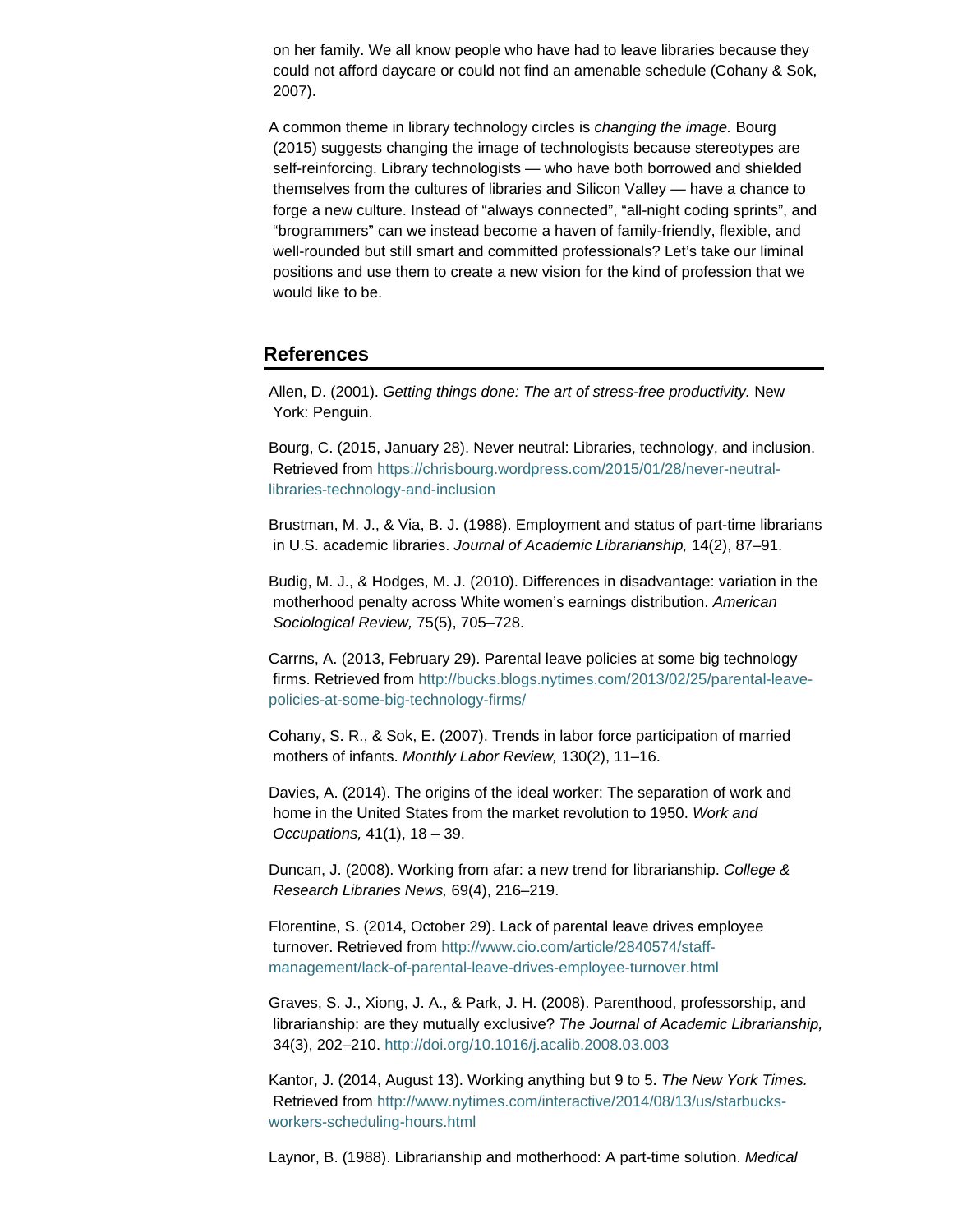on her family. We all know people who have had to leave libraries because they could not afford daycare or could not find an amenable schedule (Cohany & Sok, 2007).

A common theme in library technology circles is *changing the image.* Bourg (2015) suggests changing the image of technologists because stereotypes are self-reinforcing. Library technologists — who have both borrowed and shielded themselves from the cultures of libraries and Silicon Valley — have a chance to forge a new culture. Instead of "always connected", "all-night coding sprints", and "brogrammers" can we instead become a haven of family-friendly, flexible, and well-rounded but still smart and committed professionals? Let's take our liminal positions and use them to create a new vision for the kind of profession that we would like to be.

## References

Allen, D. (2001). *Getting things done: The art of stress-free productivity.* New York: Penguin.

Bourg, C. (2015, January 28). Never neutral: Libraries, technology, and inclusion. Retrieved from https://chrisbourg.wordpress.com/2015/01/28/never-neutral-libraries-technology-and-inclusion

Brustman, M. J., & Via, B. J. (1988). Employment and status of part-time librarians in U.S. academic libraries. *Journal of Academic Librarianship,* 14(2), 87–91.

Budig, M. J., & Hodges, M. J. (2010). Differences in disadvantage: variation in the motherhood penalty across White women's earnings distribution. *American Sociological Review,* 75(5), 705–728.

Carrns, A. (2013, February 29). Parental leave policies at some big technology firms. Retrieved from http://bucks.blogs.nytimes.com/2013/02/25/parental-leave-policies-at-some-big-technology-firms/

Cohany, S. R., & Sok, E. (2007). Trends in labor force participation of married mothers of infants. *Monthly Labor Review,* 130(2), 11–16.

Davies, A. (2014). The origins of the ideal worker: The separation of work and home in the United States from the market revolution to 1950. *Work and Occupations,* 41(1), 18 – 39.

Duncan, J. (2008). Working from afar: a new trend for librarianship. *College & Research Libraries News,* 69(4), 216–219.

Florentine, S. (2014, October 29). Lack of parental leave drives employee turnover. Retrieved from http://www.cio.com/article/2840574/staff-management/lack-of-parental-leave-drives-employee-turnover.html

Graves, S. J., Xiong, J. A., & Park, J. H. (2008). Parenthood, professorship, and librarianship: are they mutually exclusive? *The Journal of Academic Librarianship,* 34(3), 202–210. http://doi.org/10.1016/j.acalib.2008.03.003

Kantor, J. (2014, August 13). Working anything but 9 to 5. *The New York Times.* Retrieved from http://www.nytimes.com/interactive/2014/08/13/us/starbucks-workers-scheduling-hours.html

Laynor, B. (1988). Librarianship and motherhood: A part-time solution. *Medical*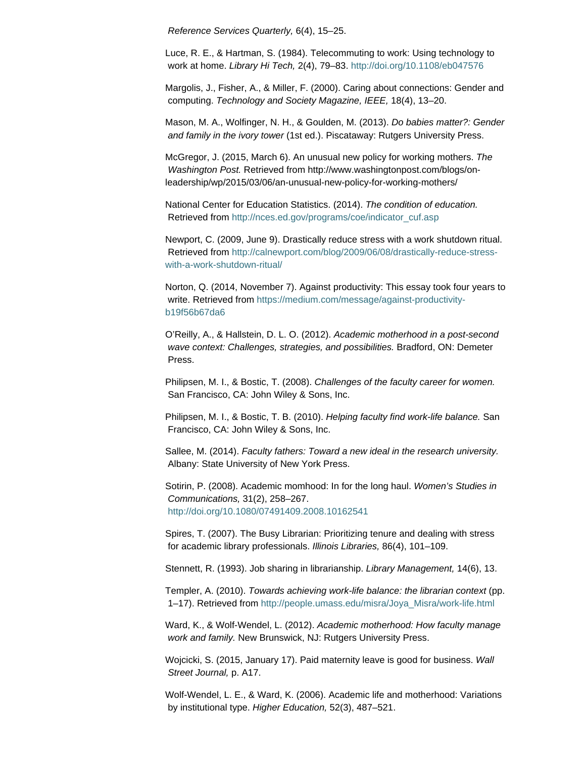*Reference Services Quarterly,* 6(4), 15–25.

Luce, R. E., & Hartman, S. (1984). Telecommuting to work: Using technology to work at home. *Library Hi Tech,* 2(4), 79–83. http://doi.org/10.1108/eb047576

Margolis, J., Fisher, A., & Miller, F. (2000). Caring about connections: Gender and computing. *Technology and Society Magazine, IEEE,* 18(4), 13–20.

Mason, M. A., Wolfinger, N. H., & Goulden, M. (2013). *Do babies matter?: Gender and family in the ivory tower* (1st ed.). Piscataway: Rutgers University Press.

McGregor, J. (2015, March 6). An unusual new policy for working mothers. *The Washington Post.* Retrieved from http://www.washingtonpost.com/blogs/on-leadership/wp/2015/03/06/an-unusual-new-policy-for-working-mothers/

National Center for Education Statistics. (2014). *The condition of education.* Retrieved from http://nces.ed.gov/programs/coe/indicator_cuf.asp

Newport, C. (2009, June 9). Drastically reduce stress with a work shutdown ritual. Retrieved from http://calnewport.com/blog/2009/06/08/drastically-reduce-stress-with-a-work-shutdown-ritual/

Norton, Q. (2014, November 7). Against productivity: This essay took four years to write. Retrieved from https://medium.com/message/against-productivity-b19f56b67da6

O'Reilly, A., & Hallstein, D. L. O. (2012). *Academic motherhood in a post-second wave context: Challenges, strategies, and possibilities.* Bradford, ON: Demeter Press.

Philipsen, M. I., & Bostic, T. (2008). *Challenges of the faculty career for women.* San Francisco, CA: John Wiley & Sons, Inc.

Philipsen, M. I., & Bostic, T. B. (2010). *Helping faculty find work-life balance.* San Francisco, CA: John Wiley & Sons, Inc.

Sallee, M. (2014). *Faculty fathers: Toward a new ideal in the research university.* Albany: State University of New York Press.

Sotirin, P. (2008). Academic momhood: In for the long haul. *Women's Studies in Communications,* 31(2), 258–267. http://doi.org/10.1080/07491409.2008.10162541

Spires, T. (2007). The Busy Librarian: Prioritizing tenure and dealing with stress for academic library professionals. *Illinois Libraries,* 86(4), 101–109.

Stennett, R. (1993). Job sharing in librarianship. *Library Management,* 14(6), 13.

Templer, A. (2010). *Towards achieving work-life balance: the librarian context* (pp. 1–17). Retrieved from http://people.umass.edu/misra/Joya_Misra/work-life.html

Ward, K., & Wolf-Wendel, L. (2012). *Academic motherhood: How faculty manage work and family.* New Brunswick, NJ: Rutgers University Press.

Wojcicki, S. (2015, January 17). Paid maternity leave is good for business. *Wall Street Journal,* p. A17.

Wolf-Wendel, L. E., & Ward, K. (2006). Academic life and motherhood: Variations by institutional type. *Higher Education,* 52(3), 487–521.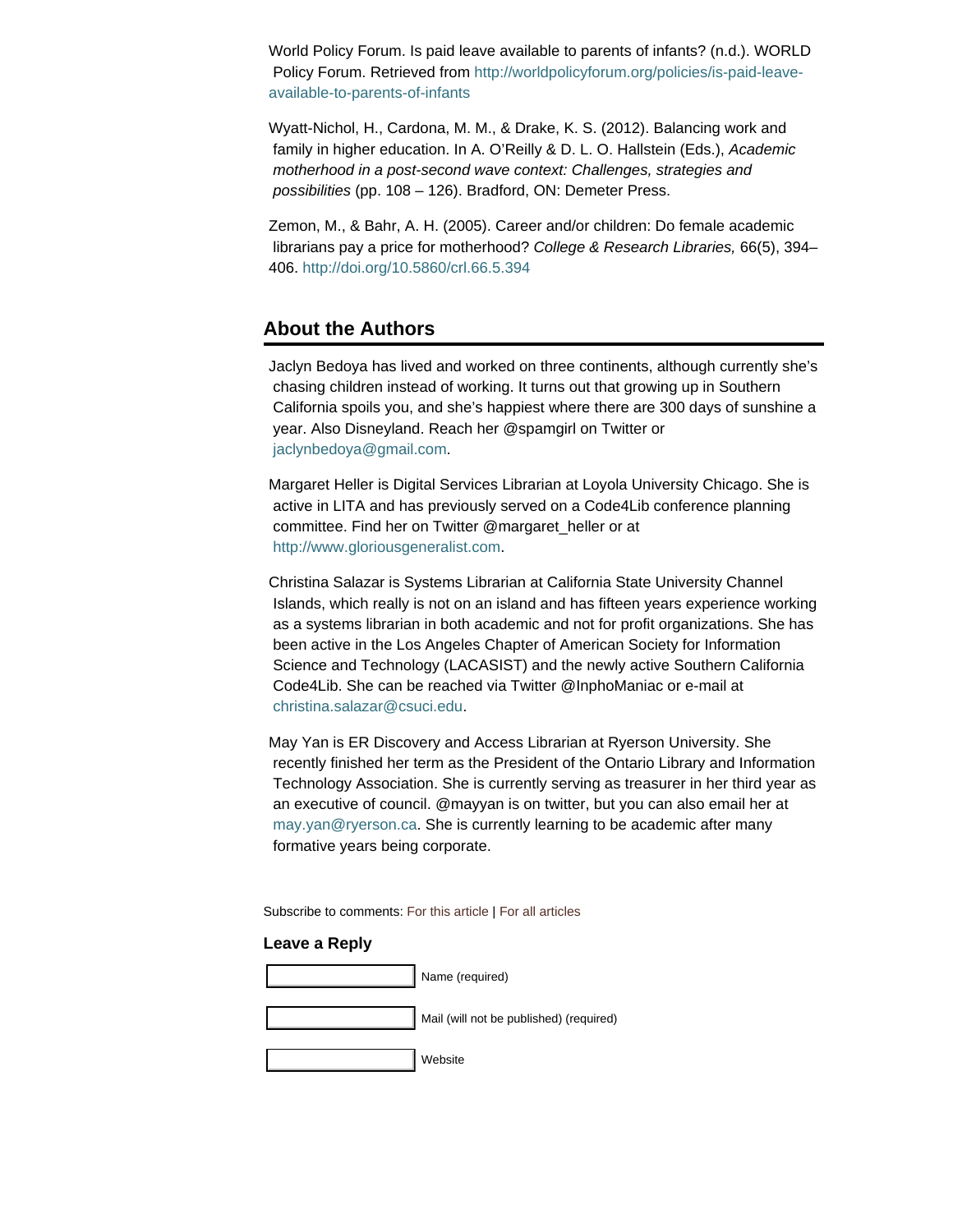World Policy Forum. Is paid leave available to parents of infants? (n.d.). WORLD Policy Forum. Retrieved from http://worldpolicyforum.org/policies/is-paid-leave-available-to-parents-of-infants

Wyatt-Nichol, H., Cardona, M. M., & Drake, K. S. (2012). Balancing work and family in higher education. In A. O'Reilly & D. L. O. Hallstein (Eds.), *Academic motherhood in a post-second wave context: Challenges, strategies and possibilities* (pp. 108 – 126). Bradford, ON: Demeter Press.

Zemon, M., & Bahr, A. H. (2005). Career and/or children: Do female academic librarians pay a price for motherhood? *College & Research Libraries,* 66(5), 394–406. http://doi.org/10.5860/crl.66.5.394

## About the Authors

Jaclyn Bedoya has lived and worked on three continents, although currently she's chasing children instead of working. It turns out that growing up in Southern California spoils you, and she's happiest where there are 300 days of sunshine a year. Also Disneyland. Reach her @spamgirl on Twitter or jaclynbedoya@gmail.com.

Margaret Heller is Digital Services Librarian at Loyola University Chicago. She is active in LITA and has previously served on a Code4Lib conference planning committee. Find her on Twitter @margaret_heller or at http://www.gloriousgeneralist.com.

Christina Salazar is Systems Librarian at California State University Channel Islands, which really is not on an island and has fifteen years experience working as a systems librarian in both academic and not for profit organizations. She has been active in the Los Angeles Chapter of American Society for Information Science and Technology (LACASIST) and the newly active Southern California Code4Lib. She can be reached via Twitter @InphoManiac or e-mail at christina.salazar@csuci.edu.

May Yan is ER Discovery and Access Librarian at Ryerson University. She recently finished her term as the President of the Ontario Library and Information Technology Association. She is currently serving as treasurer in her third year as an executive of council. @mayyan is on twitter, but you can also email her at may.yan@ryerson.ca. She is currently learning to be academic after many formative years being corporate.

Subscribe to comments: For this article | For all articles

### Leave a Reply

Name (required)

Mail (will not be published) (required)

Website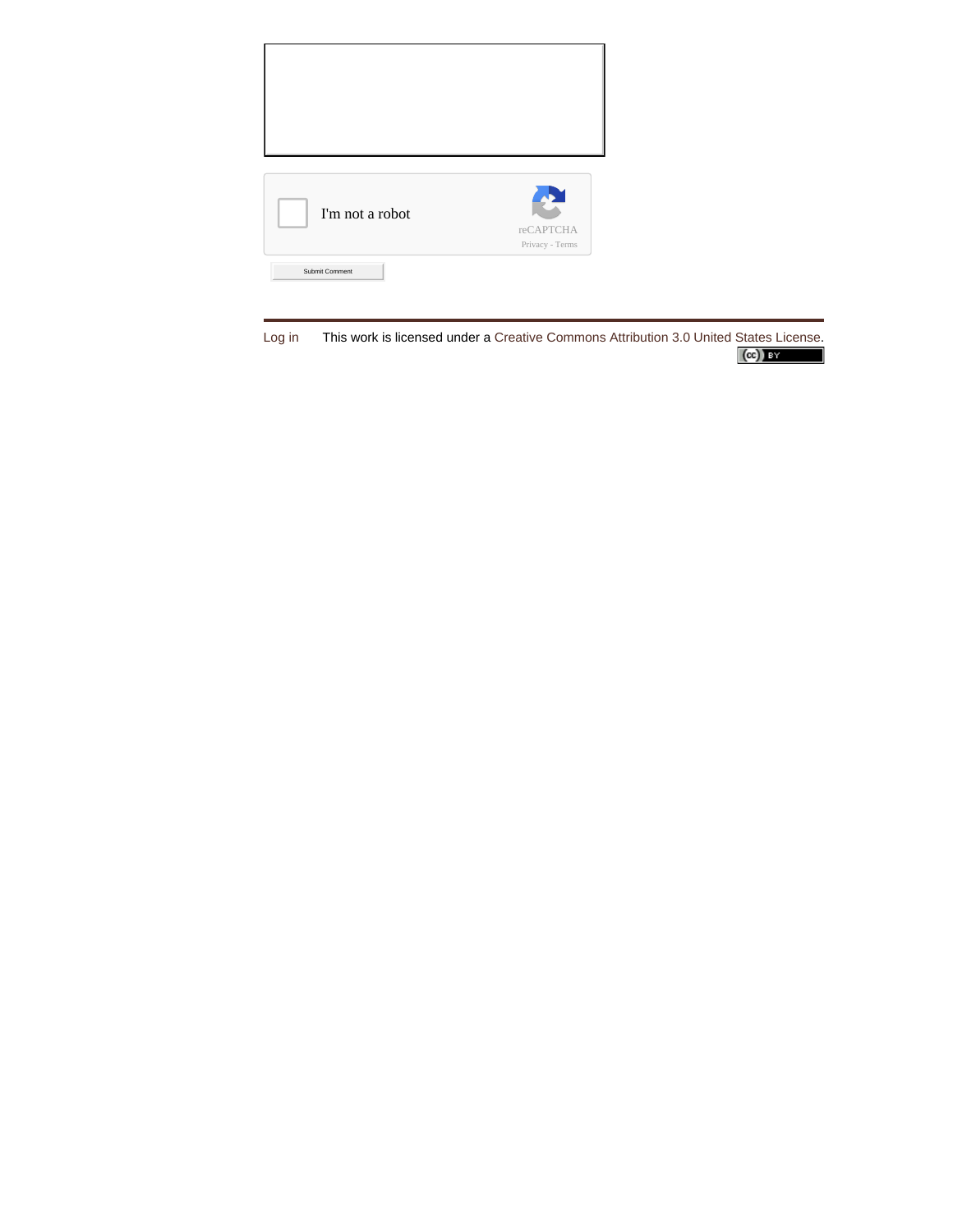I'm not a robot

reCAPTCHA

Privacy - Terms

Submit Comment

Log in This work is licensed under a Creative Commons Attribution 3.0 United States License.